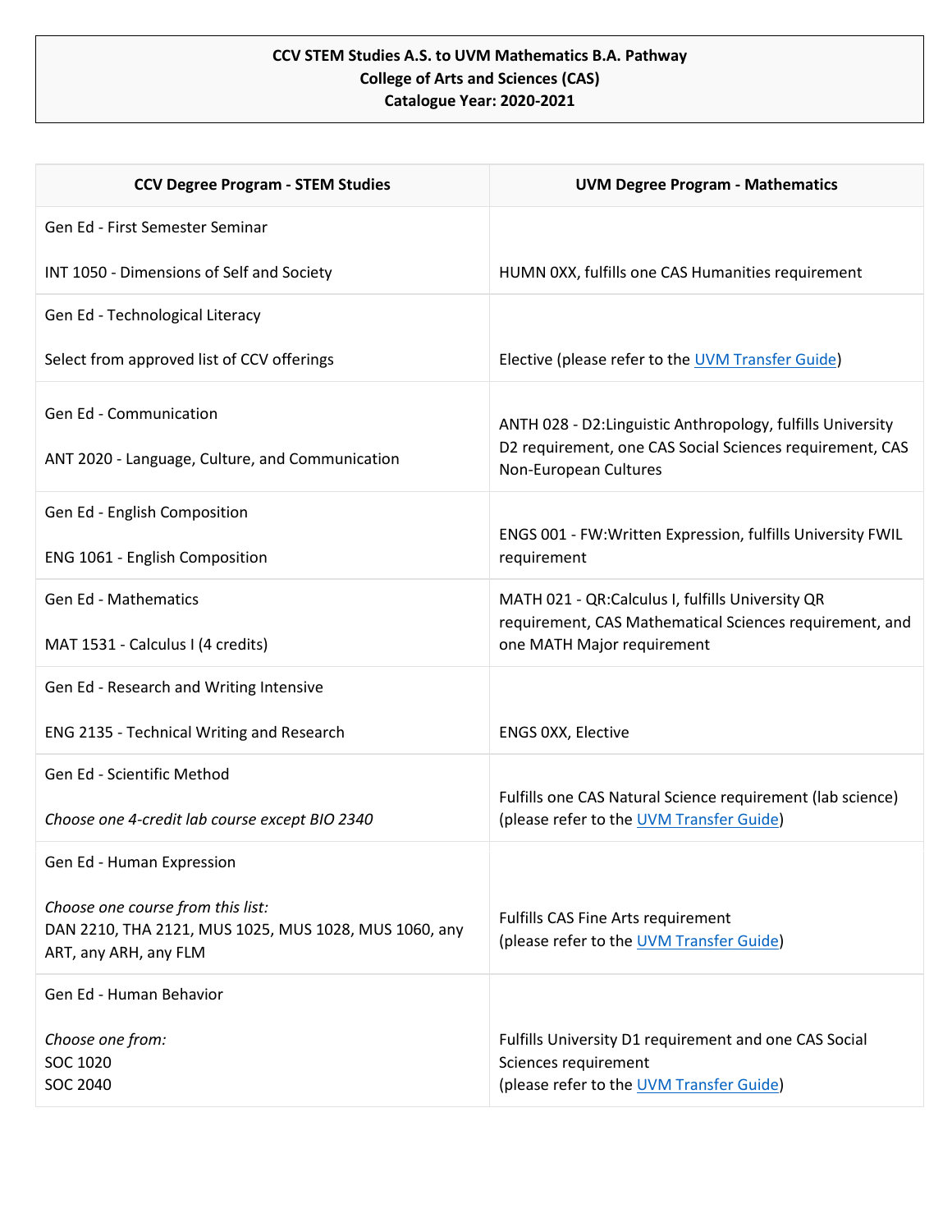**CCV STEM Studies A.S. to UVM Mathematics B.A. Pathway**
**College of Arts and Sciences (CAS)**
**Catalogue Year: 2020-2021**

| CCV Degree Program - STEM Studies | UVM Degree Program - Mathematics |
|---|---|
| Gen Ed - First Semester Seminar<br><br>INT 1050 - Dimensions of Self and Society | HUMN 0XX, fulfills one CAS Humanities requirement |
| Gen Ed - Technological Literacy<br><br>Select from approved list of CCV offerings | Elective (please refer to the UVM Transfer Guide) |
| Gen Ed - Communication<br><br>ANT 2020 - Language, Culture, and Communication | ANTH 028 - D2:Linguistic Anthropology, fulfills University D2 requirement, one CAS Social Sciences requirement, CAS Non-European Cultures |
| Gen Ed - English Composition<br><br>ENG 1061 - English Composition | ENGS 001 - FW:Written Expression, fulfills University FWIL requirement |
| Gen Ed - Mathematics<br><br>MAT 1531 - Calculus I (4 credits) | MATH 021 - QR:Calculus I, fulfills University QR requirement, CAS Mathematical Sciences requirement, and one MATH Major requirement |
| Gen Ed - Research and Writing Intensive<br><br>ENG 2135 - Technical Writing and Research | ENGS 0XX, Elective |
| Gen Ed - Scientific Method<br><br>*Choose one 4-credit lab course except BIO 2340* | Fulfills one CAS Natural Science requirement (lab science) (please refer to the UVM Transfer Guide) |
| Gen Ed - Human Expression<br><br>*Choose one course from this list:*<br>DAN 2210, THA 2121, MUS 1025, MUS 1028, MUS 1060, any ART, any ARH, any FLM | Fulfills CAS Fine Arts requirement<br>(please refer to the UVM Transfer Guide) |
| Gen Ed - Human Behavior<br><br>*Choose one from:*<br>SOC 1020<br>SOC 2040 | Fulfills University D1 requirement and one CAS Social Sciences requirement<br>(please refer to the UVM Transfer Guide) |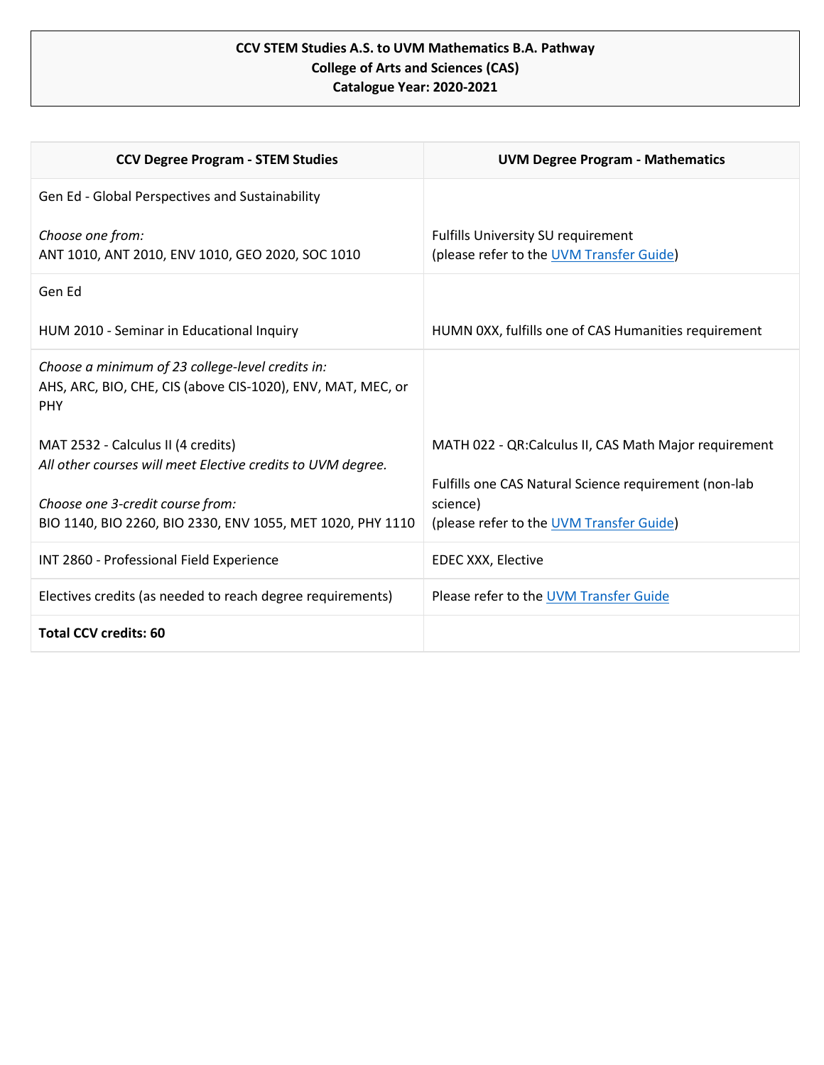**CCV STEM Studies A.S. to UVM Mathematics B.A. Pathway**
**College of Arts and Sciences (CAS)**
**Catalogue Year: 2020-2021**

| CCV Degree Program - STEM Studies | UVM Degree Program - Mathematics |
|---|---|
| Gen Ed - Global Perspectives and Sustainability<br><br>*Choose one from:*<br>ANT 1010, ANT 2010, ENV 1010, GEO 2020, SOC 1010 | Fulfills University SU requirement<br>(please refer to the [UVM Transfer Guide](UVM Transfer Guide)) |
| Gen Ed<br><br>HUM 2010 - Seminar in Educational Inquiry | HUMN 0XX, fulfills one of CAS Humanities requirement |
| *Choose a minimum of 23 college-level credits in:*<br>AHS, ARC, BIO, CHE, CIS (above CIS-1020), ENV, MAT, MEC, or PHY<br><br>MAT 2532 - Calculus II (4 credits)<br>*All other courses will meet Elective credits to UVM degree.*<br><br>*Choose one 3-credit course from:*<br>BIO 1140, BIO 2260, BIO 2330, ENV 1055, MET 1020, PHY 1110 | MATH 022 - QR:Calculus II, CAS Math Major requirement<br><br>Fulfills one CAS Natural Science requirement (non-lab science)<br>(please refer to the [UVM Transfer Guide](UVM Transfer Guide)) |
| INT 2860 - Professional Field Experience | EDEC XXX, Elective |
| Electives credits (as needed to reach degree requirements) | Please refer to the [UVM Transfer Guide](UVM Transfer Guide) |
| **Total CCV credits: 60** | |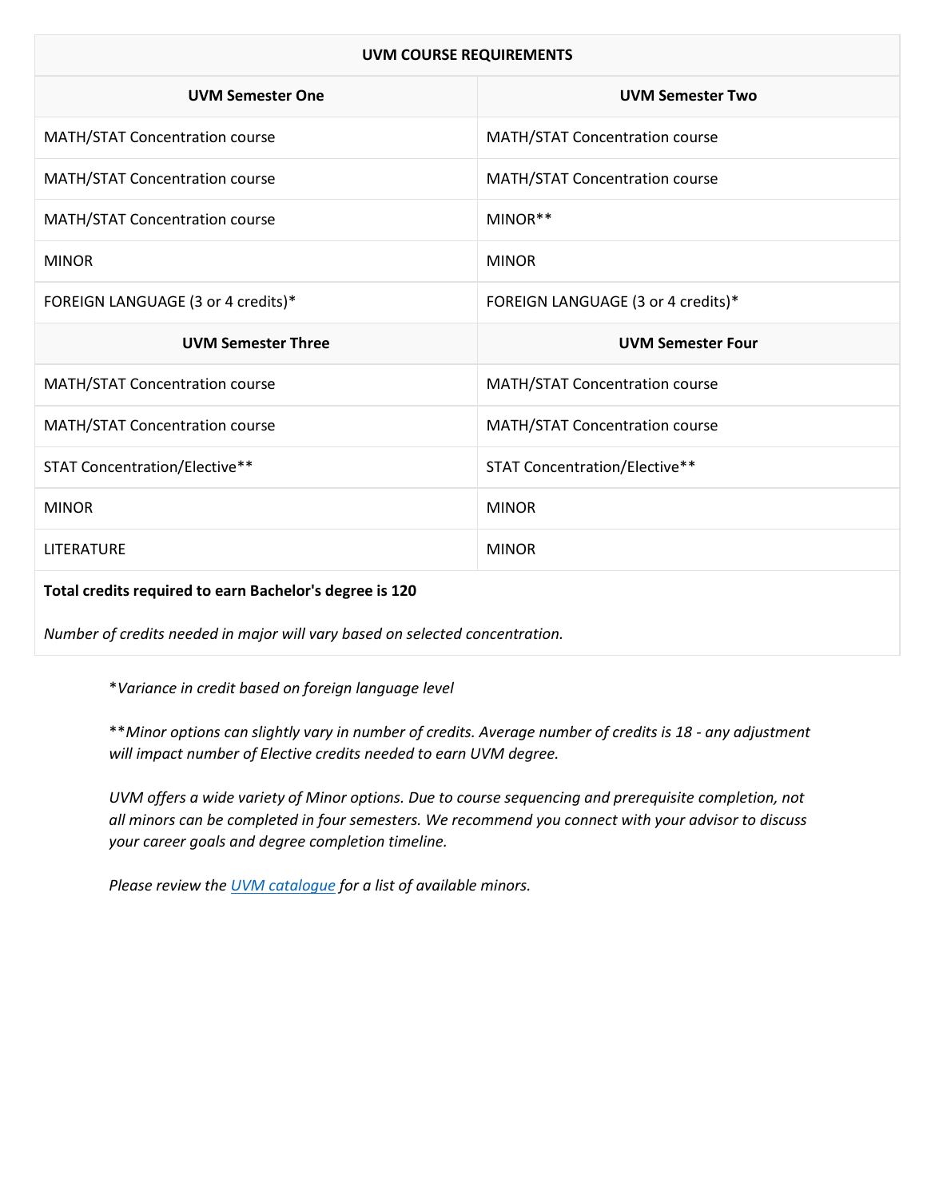| UVM COURSE REQUIREMENTS | |
|---|---|
| **UVM Semester One** | **UVM Semester Two** |
| MATH/STAT Concentration course | MATH/STAT Concentration course |
| MATH/STAT Concentration course | MATH/STAT Concentration course |
| MATH/STAT Concentration course | MINOR** |
| MINOR | MINOR |
| FOREIGN LANGUAGE (3 or 4 credits)* | FOREIGN LANGUAGE (3 or 4 credits)* |
| **UVM Semester Three** | **UVM Semester Four** |
| MATH/STAT Concentration course | MATH/STAT Concentration course |
| MATH/STAT Concentration course | MATH/STAT Concentration course |
| STAT Concentration/Elective** | STAT Concentration/Elective** |
| MINOR | MINOR |
| LITERATURE | MINOR |

**Total credits required to earn Bachelor's degree is 120**

*Number of credits needed in major will vary based on selected concentration.*

**Variance in credit based on foreign language level*

***Minor options can slightly vary in number of credits. Average number of credits is 18 - any adjustment will impact number of Elective credits needed to earn UVM degree.*

*UVM offers a wide variety of Minor options. Due to course sequencing and prerequisite completion, not all minors can be completed in four semesters. We recommend you connect with your advisor to discuss your career goals and degree completion timeline.*

*Please review the UVM catalogue for a list of available minors.*